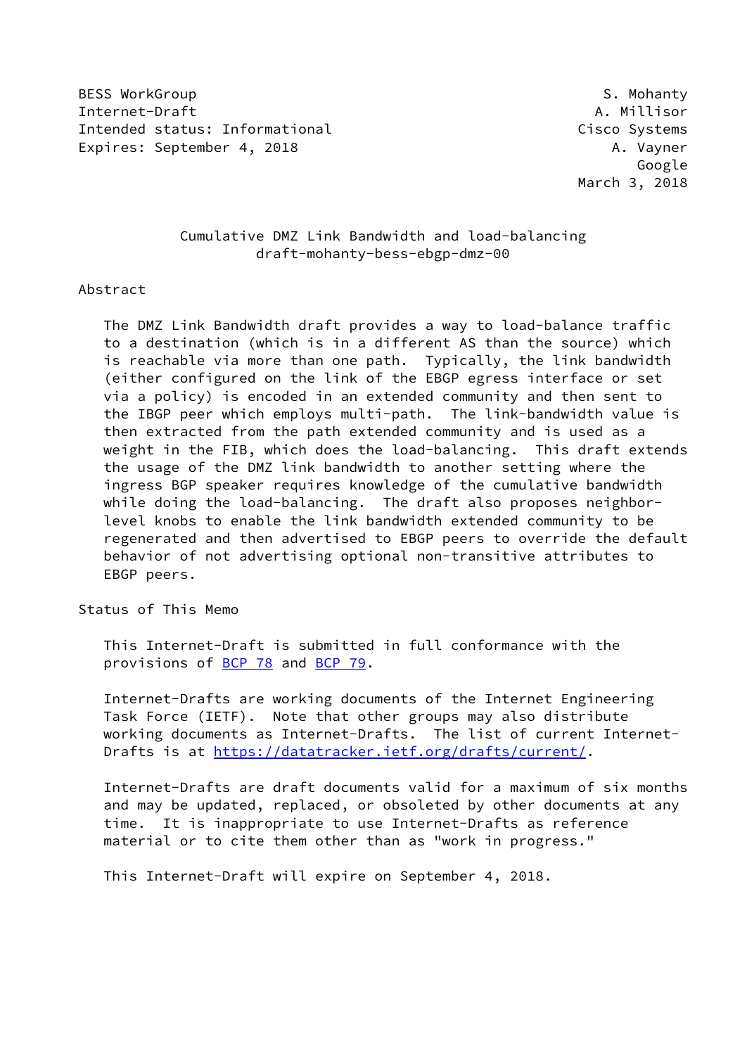BESS WorkGroup S. Mohanty
Internet-Draft A. Millisor
Intended status: Informational Cisco Systems
Expires: September 4, 2018 A. Vayner
Google
March 3, 2018

# Cumulative DMZ Link Bandwidth and load-balancing
draft-mohanty-bess-ebgp-dmz-00

## Abstract

The DMZ Link Bandwidth draft provides a way to load-balance traffic to a destination (which is in a different AS than the source) which is reachable via more than one path. Typically, the link bandwidth (either configured on the link of the EBGP egress interface or set via a policy) is encoded in an extended community and then sent to the IBGP peer which employs multi-path. The link-bandwidth value is then extracted from the path extended community and is used as a weight in the FIB, which does the load-balancing. This draft extends the usage of the DMZ link bandwidth to another setting where the ingress BGP speaker requires knowledge of the cumulative bandwidth while doing the load-balancing. The draft also proposes neighbor-level knobs to enable the link bandwidth extended community to be regenerated and then advertised to EBGP peers to override the default behavior of not advertising optional non-transitive attributes to EBGP peers.

## Status of This Memo

This Internet-Draft is submitted in full conformance with the provisions of BCP 78 and BCP 79.

Internet-Drafts are working documents of the Internet Engineering Task Force (IETF). Note that other groups may also distribute working documents as Internet-Drafts. The list of current Internet-Drafts is at https://datatracker.ietf.org/drafts/current/.

Internet-Drafts are draft documents valid for a maximum of six months and may be updated, replaced, or obsoleted by other documents at any time. It is inappropriate to use Internet-Drafts as reference material or to cite them other than as "work in progress."

This Internet-Draft will expire on September 4, 2018.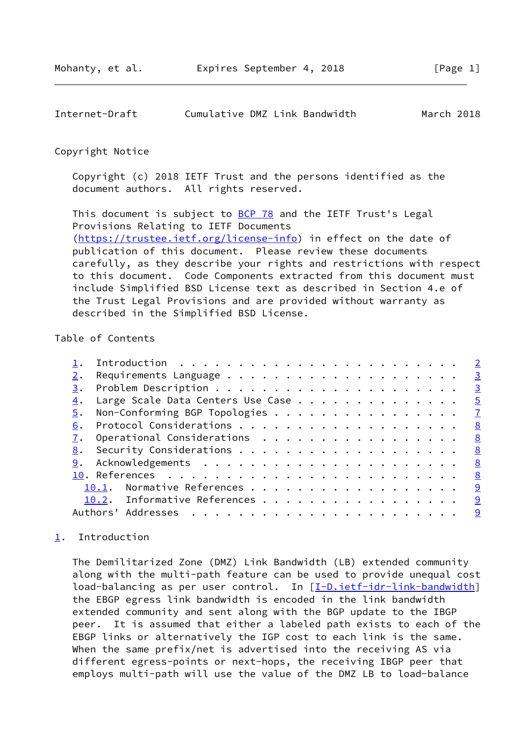Copyright Notice

Copyright (c) 2018 IETF Trust and the persons identified as the document authors. All rights reserved.

This document is subject to BCP 78 and the IETF Trust's Legal Provisions Relating to IETF Documents (https://trustee.ietf.org/license-info) in effect on the date of publication of this document. Please review these documents carefully, as they describe your rights and restrictions with respect to this document. Code Components extracted from this document must include Simplified BSD License text as described in Section 4.e of the Trust Legal Provisions and are provided without warranty as described in the Simplified BSD License.

Table of Contents

1. Introduction . . . . . . . . . . . . . . . . . . . . . . . . 2
2. Requirements Language . . . . . . . . . . . . . . . . . . . . 3
3. Problem Description . . . . . . . . . . . . . . . . . . . . . 3
4. Large Scale Data Centers Use Case . . . . . . . . . . . . . . 5
5. Non-Conforming BGP Topologies . . . . . . . . . . . . . . . . 7
6. Protocol Considerations . . . . . . . . . . . . . . . . . . . 8
7. Operational Considerations . . . . . . . . . . . . . . . . . 8
8. Security Considerations . . . . . . . . . . . . . . . . . . . 8
9. Acknowledgements . . . . . . . . . . . . . . . . . . . . . . 8
10. References . . . . . . . . . . . . . . . . . . . . . . . . . 8
  10.1. Normative References . . . . . . . . . . . . . . . . . . 9
  10.2. Informative References . . . . . . . . . . . . . . . . . 9
Authors' Addresses . . . . . . . . . . . . . . . . . . . . . . . 9

## 1. Introduction

The Demilitarized Zone (DMZ) Link Bandwidth (LB) extended community along with the multi-path feature can be used to provide unequal cost load-balancing as per user control. In [I-D.ietf-idr-link-bandwidth] the EBGP egress link bandwidth is encoded in the link bandwidth extended community and sent along with the BGP update to the IBGP peer. It is assumed that either a labeled path exists to each of the EBGP links or alternatively the IGP cost to each link is the same. When the same prefix/net is advertised into the receiving AS via different egress-points or next-hops, the receiving IBGP peer that employs multi-path will use the value of the DMZ LB to load-balance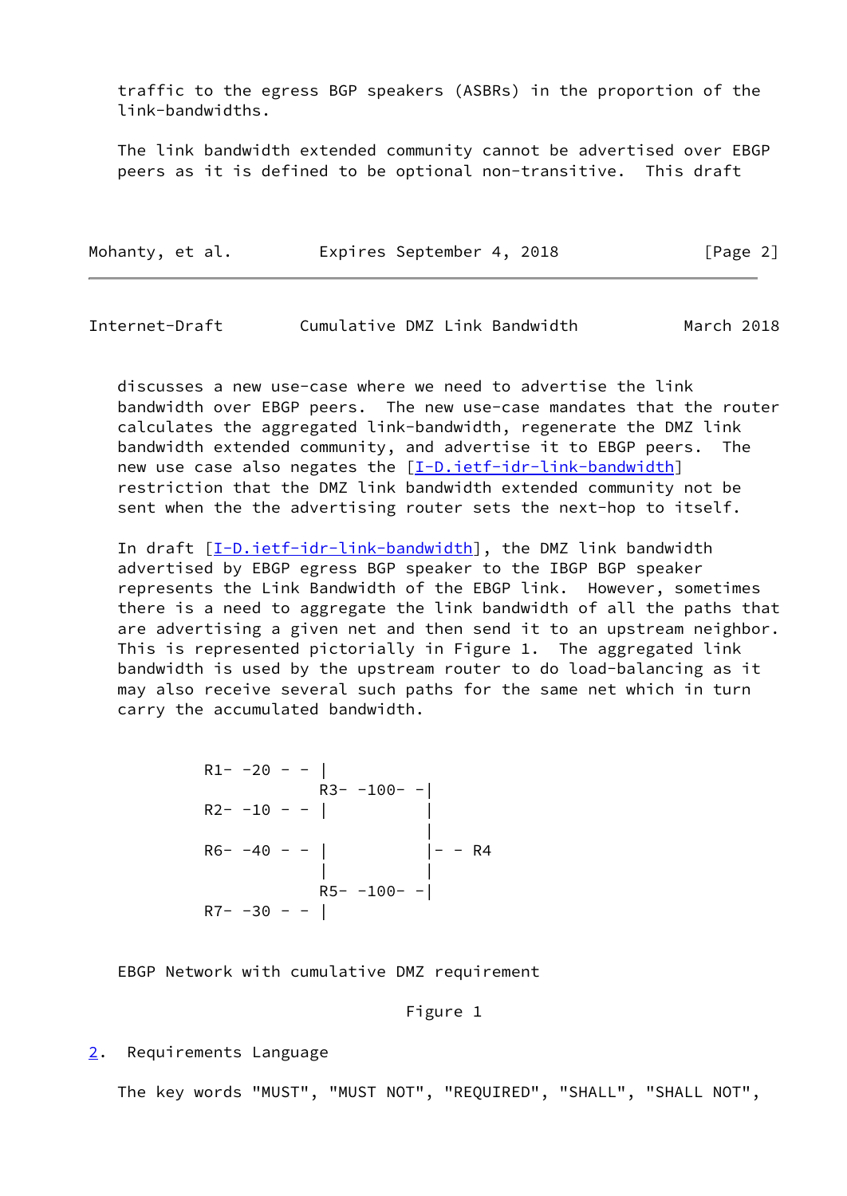traffic to the egress BGP speakers (ASBRs) in the proportion of the link-bandwidths.

The link bandwidth extended community cannot be advertised over EBGP peers as it is defined to be optional non-transitive. This draft discusses a new use-case where we need to advertise the link bandwidth over EBGP peers. The new use-case mandates that the router calculates the aggregated link-bandwidth, regenerate the DMZ link bandwidth extended community, and advertise it to EBGP peers. The new use case also negates the [I-D.ietf-idr-link-bandwidth] restriction that the DMZ link bandwidth extended community not be sent when the the advertising router sets the next-hop to itself.

In draft [I-D.ietf-idr-link-bandwidth], the DMZ link bandwidth advertised by EBGP egress BGP speaker to the IBGP BGP speaker represents the Link Bandwidth of the EBGP link. However, sometimes there is a need to aggregate the link bandwidth of all the paths that are advertising a given net and then send it to an upstream neighbor. This is represented pictorially in Figure 1. The aggregated link bandwidth is used by the upstream router to do load-balancing as it may also receive several such paths for the same net which in turn carry the accumulated bandwidth.

```
         R1- -20 - - |
                     R3- -100- -|
         R2- -10 - - |          |
                                |
         R6- -40 - - |          |- - R4
                     |          |
                     R5- -100- -|
         R7- -30 - - |
```

EBGP Network with cumulative DMZ requirement

Figure 1

## 2. Requirements Language

The key words "MUST", "MUST NOT", "REQUIRED", "SHALL", "SHALL NOT",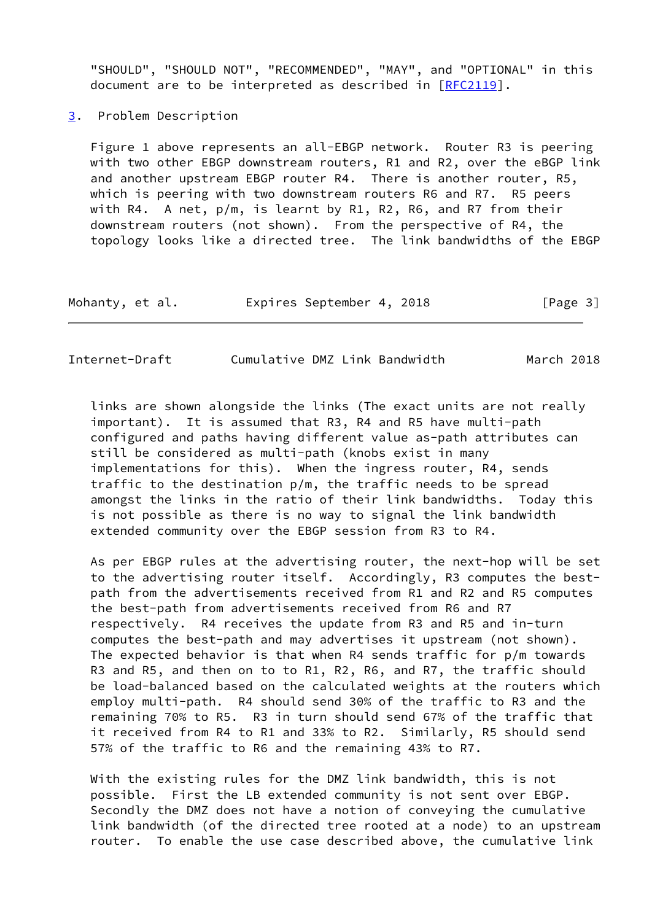"SHOULD", "SHOULD NOT", "RECOMMENDED", "MAY", and "OPTIONAL" in this document are to be interpreted as described in [RFC2119].

## 3. Problem Description

Figure 1 above represents an all-EBGP network. Router R3 is peering with two other EBGP downstream routers, R1 and R2, over the eBGP link and another upstream EBGP router R4. There is another router, R5, which is peering with two downstream routers R6 and R7. R5 peers with R4. A net, p/m, is learnt by R1, R2, R6, and R7 from their downstream routers (not shown). From the perspective of R4, the topology looks like a directed tree. The link bandwidths of the EBGP links are shown alongside the links (The exact units are not really important). It is assumed that R3, R4 and R5 have multi-path configured and paths having different value as-path attributes can still be considered as multi-path (knobs exist in many implementations for this). When the ingress router, R4, sends traffic to the destination p/m, the traffic needs to spread amongst the links in the ratio of their link bandwidths. Today this is not possible as there is no way to signal the link bandwidth extended community over the EBGP session from R3 to R4.

As per EBGP rules at the advertising router, the next-hop will be set to the advertising router itself. Accordingly, R3 computes the best-path from the advertisements received from R1 and R2 and R5 computes the best-path from advertisements received from R6 and R7 respectively. R4 receives the update from R3 and R5 and in-turn computes the best-path and may advertises it upstream (not shown). The expected behavior is that when R4 sends traffic for p/m towards R3 and R5, and then on to to R1, R2, R6, and R7, the traffic should be load-balanced based on the calculated weights at the routers which employ multi-path. R4 should send 30% of the traffic to R3 and the remaining 70% to R5. R3 in turn should send 67% of the traffic that it received from R4 to R1 and 33% to R2. Similarly, R5 should send 57% of the traffic to R6 and the remaining 43% to R7.

With the existing rules for the DMZ link bandwidth, this is not possible. First the LB extended community is not sent over EBGP. Secondly the DMZ does not have a notion of conveying the cumulative link bandwidth (of the directed tree rooted at a node) to an upstream router. To enable the use case described above, the cumulative link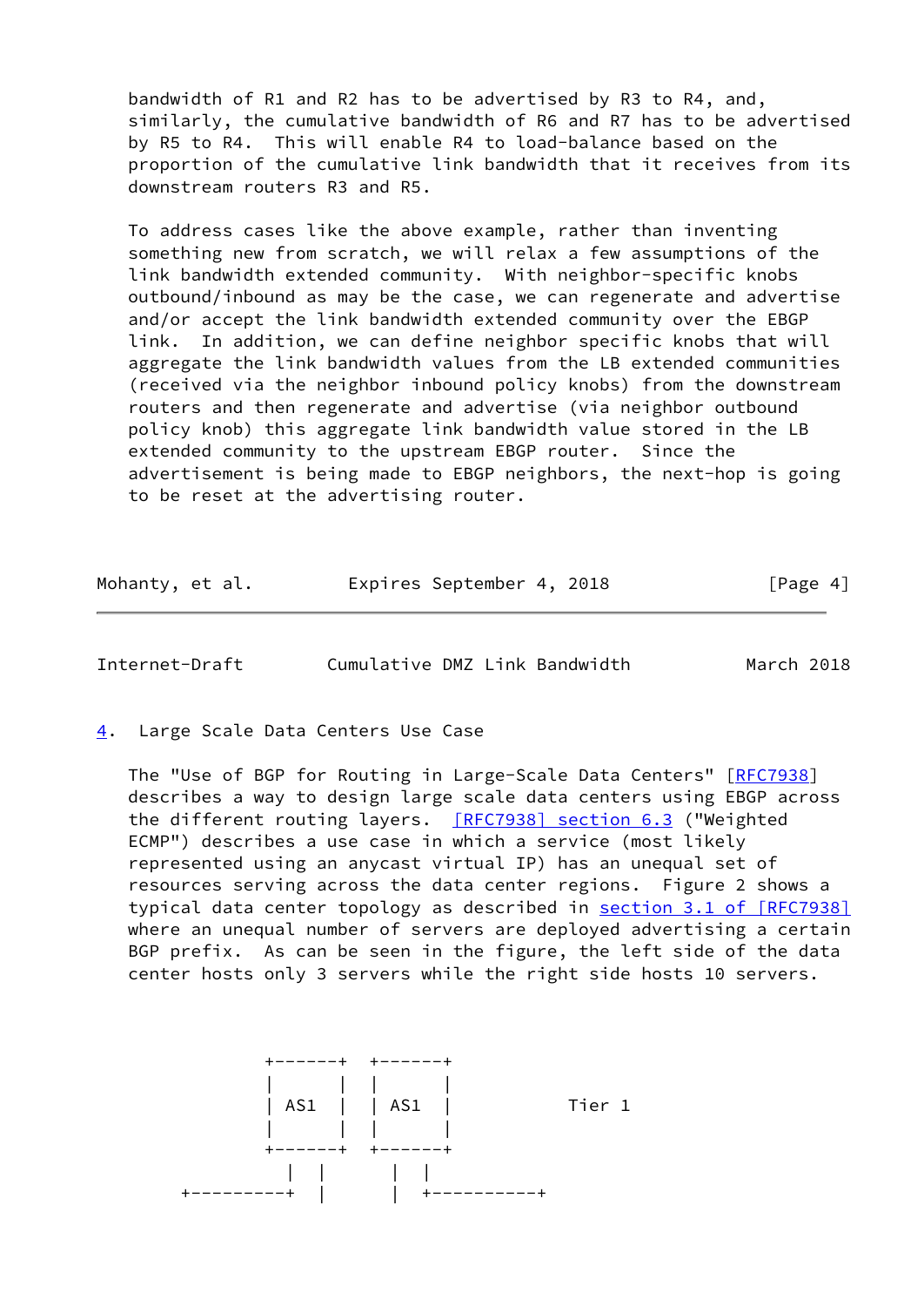bandwidth of R1 and R2 has to be advertised by R3 to R4, and, similarly, the cumulative bandwidth of R6 and R7 has to be advertised by R5 to R4. This will enable R4 to load-balance based on the proportion of the cumulative link bandwidth that it receives from its downstream routers R3 and R5.

To address cases like the above example, rather than inventing something new from scratch, we will relax a few assumptions of the link bandwidth extended community. With neighbor-specific knobs outbound/inbound as may be the case, we can regenerate and advertise and/or accept the link bandwidth extended community over the EBGP link. In addition, we can define neighbor specific knobs that will aggregate the link bandwidth values from the LB extended communities (received via the neighbor inbound policy knobs) from the downstream routers and then regenerate and advertise (via neighbor outbound policy knob) this aggregate link bandwidth value stored in the LB extended community to the upstream EBGP router. Since the advertisement is being made to EBGP neighbors, the next-hop is going to be reset at the advertising router.

## 4. Large Scale Data Centers Use Case

The "Use of BGP for Routing in Large-Scale Data Centers" [RFC7938] describes a way to design large scale data centers using EBGP across the different routing layers. [RFC7938] section 6.3 ("Weighted ECMP") describes a use case in which a service (most likely represented using an anycast virtual IP) has an unequal set of resources serving across the data center regions. Figure 2 shows a typical data center topology as described in section 3.1 of [RFC7938] where an unequal number of servers are deployed advertising a certain BGP prefix. As can be seen in the figure, the left side of the data center hosts only 3 servers while the right side hosts 10 servers.

```
              +-------+  +-------+
              |       |  |       |
              | AS1   |  | AS1   |           Tier 1
              |       |  |       |
              +-------+  +-------+
                |  |       |  |
      +---------+  |       |  +----------+
```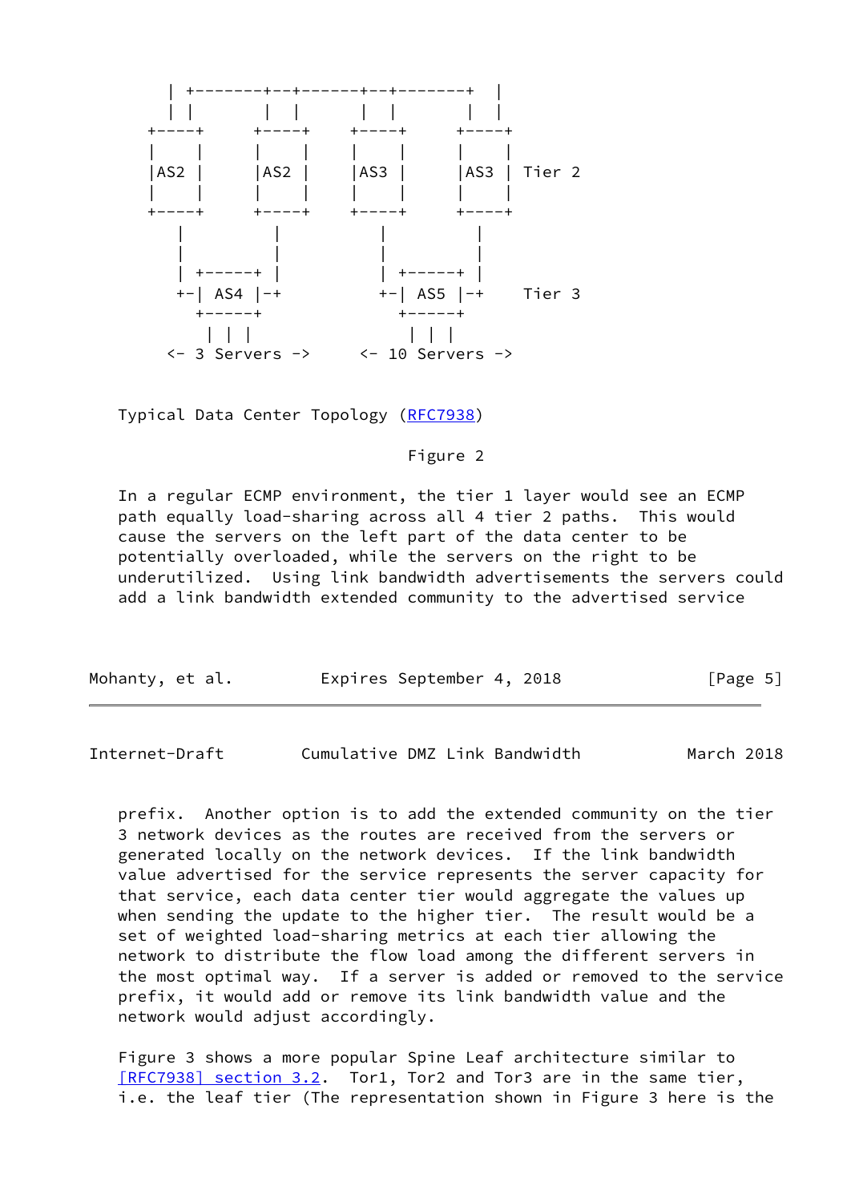```
   |  +-------+--+------+--+-------+  |
   | |        |  |      |  |       |  |
 +----+     +----+    +----+     +----+
 |    |     |    |    |    |     |    |
 |AS2 |     |AS2 |    |AS3 |     |AS3 | Tier 2
 |    |     |    |    |    |     |    |
 +----+     +----+    +----+     +----+
    |         |         |          |
    |         |         |          |
    | +-----+ |         | +-----+  |
    +-| AS4 |-+         +-| AS5 |-+     Tier 3
      +-----+             +-----+
       | | |               | | |
   <- 3 Servers ->     <- 10 Servers ->
```

Typical Data Center Topology (RFC7938)

Figure 2

In a regular ECMP environment, the tier 1 layer would see an ECMP path equally load-sharing across all 4 tier 2 paths. This would cause the servers on the left part of the data center to be potentially overloaded, while the servers on the right to be underutilized. Using link bandwidth advertisements the servers could add a link bandwidth extended community to the advertised service prefix. Another option is to add the extended community on the tier 3 network devices as the routes are received from the servers or generated locally on the network devices. If the link bandwidth value advertised for the service represents the server capacity for that service, each data center tier would aggregate the values up when sending the update to the higher tier. The result would be a set of weighted load-sharing metrics at each tier allowing the network to distribute the flow load among the different servers in the most optimal way. If a server is added or removed to the service prefix, it would add or remove its link bandwidth value and the network would adjust accordingly.

Figure 3 shows a more popular Spine Leaf architecture similar to [RFC7938] section 3.2. Tor1, Tor2 and Tor3 are in the same tier, i.e. the leaf tier (The representation shown in Figure 3 here is the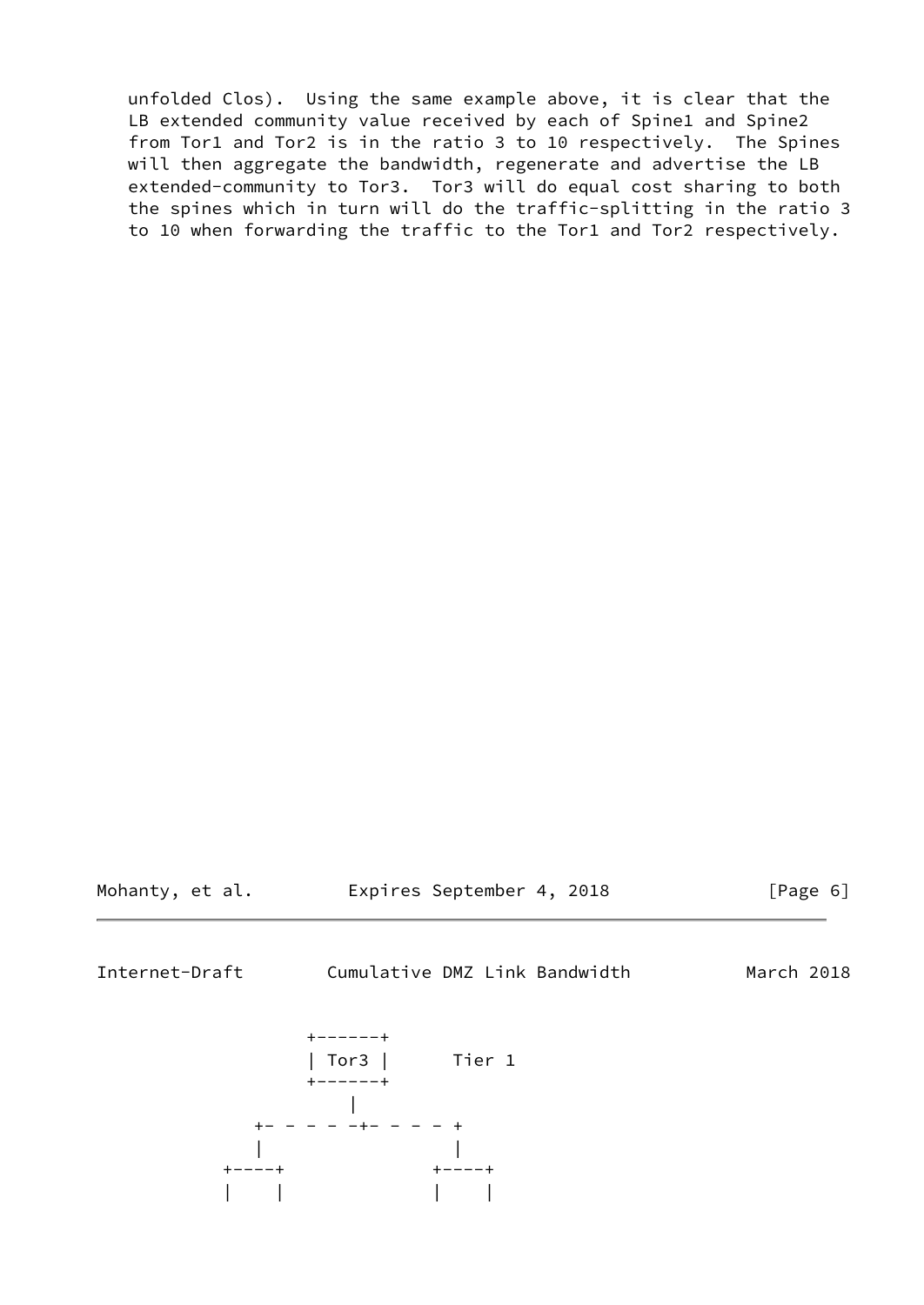unfolded Clos). Using the same example above, it is clear that the LB extended community value received by each of Spine1 and Spine2 from Tor1 and Tor2 is in the ratio 3 to 10 respectively. The Spines will then aggregate the bandwidth, regenerate and advertise the LB extended-community to Tor3. Tor3 will do equal cost sharing to both the spines which in turn will do the traffic-splitting in the ratio 3 to 10 when forwarding the traffic to the Tor1 and Tor2 respectively.

```
                +------+
                | Tor3 |      Tier 1
                +------+
                    |
             +- - - - -+- - - - +
             |                  |
          +----+             +----+
          |    |             |    |
```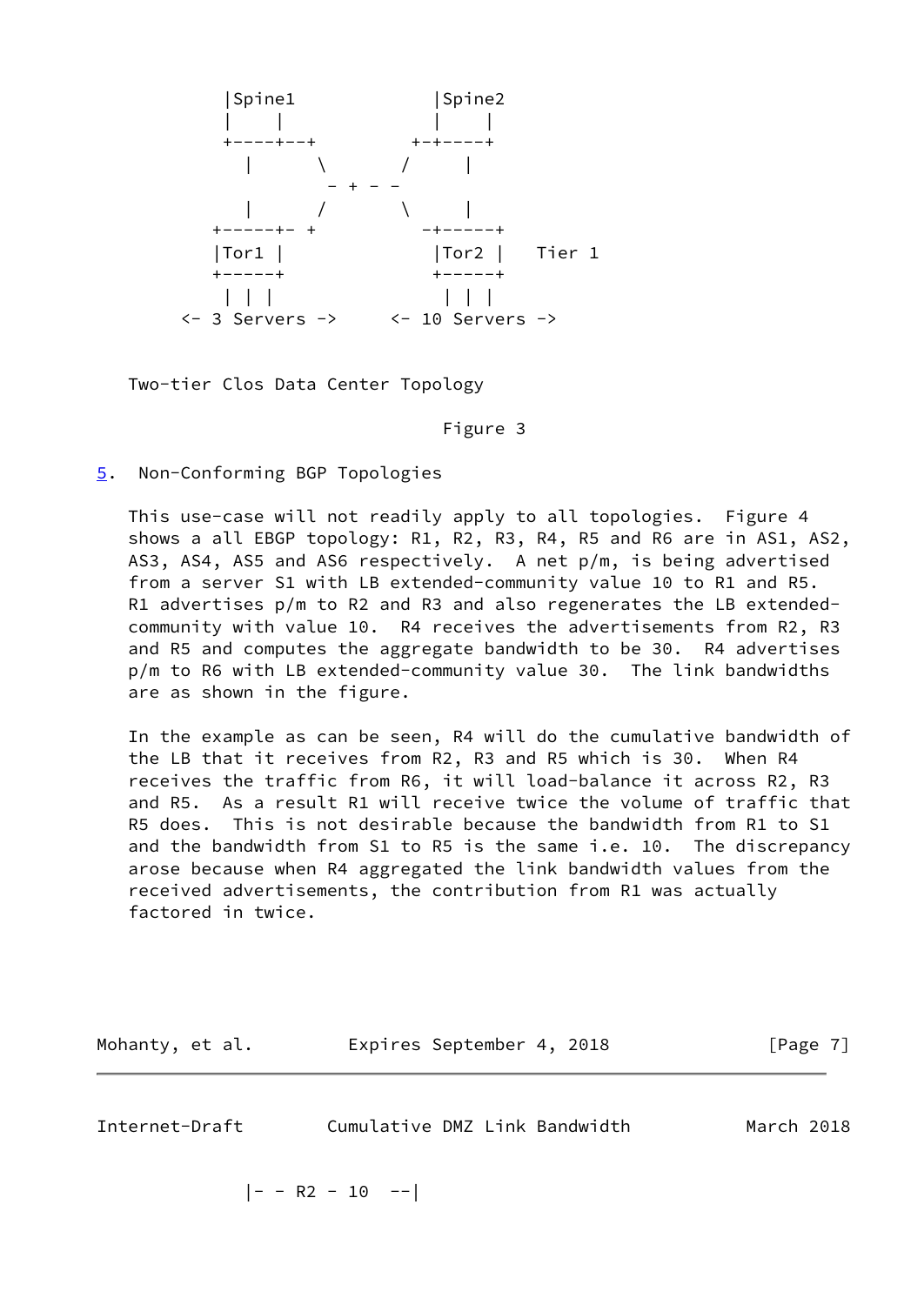```
          |Spine1             |Spine2
          |    |              |    |
          +----+--+         +-+----+
            |      \       /     |
                    - + - -
            |      /       \     |
         +-----+- +         -+-----+
         |Tor1 |             |Tor2 |   Tier 1
         +-----+             +-----+
          | | |               | | |
       <- 3 Servers ->     <- 10 Servers ->
```

Two-tier Clos Data Center Topology

Figure 3

## 5. Non-Conforming BGP Topologies

This use-case will not readily apply to all topologies. Figure 4 shows a all EBGP topology: R1, R2, R3, R4, R5 and R6 are in AS1, AS2, AS3, AS4, AS5 and AS6 respectively. A net p/m, is being advertised from a server S1 with LB extended-community value 10 to R1 and R5. R1 advertises p/m to R2 and R3 and also regenerates the LB extended-community with value 10. R4 receives the advertisements from R2, R3 and R5 and computes the aggregate bandwidth to be 30. R4 advertises p/m to R6 with LB extended-community value 30. The link bandwidths are as shown in the figure.

In the example as can be seen, R4 will do the cumulative bandwidth of the LB that it receives from R2, R3 and R5 which is 30. When R4 receives the traffic from R6, it will load-balance it across R2, R3 and R5. As a result R1 will receive twice the volume of traffic that R5 does. This is not desirable because the bandwidth from R1 to S1 and the bandwidth from S1 to R5 is the same i.e. 10. The discrepancy arose because when R4 aggregated the link bandwidth values from the received advertisements, the contribution from R1 was actually factored in twice.

```
             |- - R2 - 10  --|
```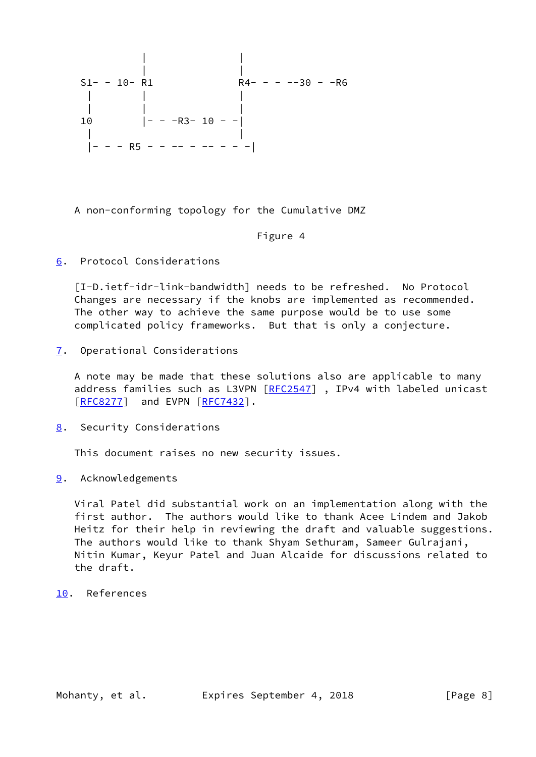```
           |               |
           |               |
S1- - 10- R1              R4- - - --30 - -R6
 |         |               |
 |         |               |
10         |- - -R3- 10 - -|
 |                         |
 |- - - R5 - - -- - -- - - -|
```

A non-conforming topology for the Cumulative DMZ

Figure 4

## 6. Protocol Considerations

[I-D.ietf-idr-link-bandwidth] needs to be refreshed. No Protocol Changes are necessary if the knobs are implemented as recommended. The other way to achieve the same purpose would be to use some complicated policy frameworks. But that is only a conjecture.

## 7. Operational Considerations

A note may be made that these solutions also are applicable to many address families such as L3VPN [RFC2547] , IPv4 with labeled unicast [RFC8277] and EVPN [RFC7432].

## 8. Security Considerations

This document raises no new security issues.

## 9. Acknowledgements

Viral Patel did substantial work on an implementation along with the first author. The authors would like to thank Acee Lindem and Jakob Heitz for their help in reviewing the draft and valuable suggestions. The authors would like to thank Shyam Sethuram, Sameer Gulrajani, Nitin Kumar, Keyur Patel and Juan Alcaide for discussions related to the draft.

## 10. References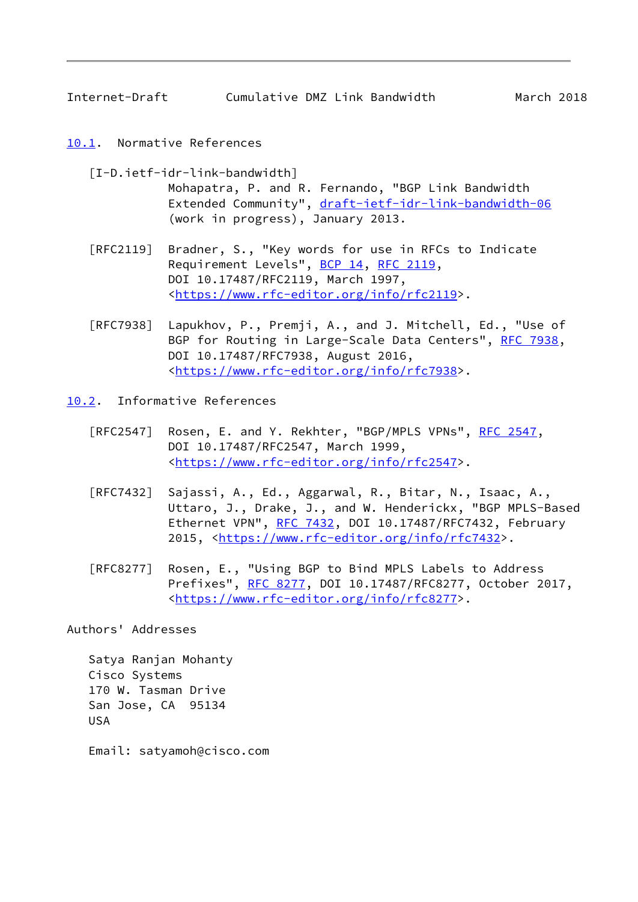### 10.1. Normative References

[I-D.ietf-idr-link-bandwidth]
Mohapatra, P. and R. Fernando, "BGP Link Bandwidth Extended Community", draft-ietf-idr-link-bandwidth-06 (work in progress), January 2013.

[RFC2119] Bradner, S., "Key words for use in RFCs to Indicate Requirement Levels", BCP 14, RFC 2119, DOI 10.17487/RFC2119, March 1997, <https://www.rfc-editor.org/info/rfc2119>.

[RFC7938] Lapukhov, P., Premji, A., and J. Mitchell, Ed., "Use of BGP for Routing in Large-Scale Data Centers", RFC 7938, DOI 10.17487/RFC7938, August 2016, <https://www.rfc-editor.org/info/rfc7938>.

### 10.2. Informative References

[RFC2547] Rosen, E. and Y. Rekhter, "BGP/MPLS VPNs", RFC 2547, DOI 10.17487/RFC2547, March 1999, <https://www.rfc-editor.org/info/rfc2547>.

[RFC7432] Sajassi, A., Ed., Aggarwal, R., Bitar, N., Isaac, A., Uttaro, J., Drake, J., and W. Henderickx, "BGP MPLS-Based Ethernet VPN", RFC 7432, DOI 10.17487/RFC7432, February 2015, <https://www.rfc-editor.org/info/rfc7432>.

[RFC8277] Rosen, E., "Using BGP to Bind MPLS Labels to Address Prefixes", RFC 8277, DOI 10.17487/RFC8277, October 2017, <https://www.rfc-editor.org/info/rfc8277>.

## Authors' Addresses

Satya Ranjan Mohanty
Cisco Systems
170 W. Tasman Drive
San Jose, CA 95134
USA

Email: satyamoh@cisco.com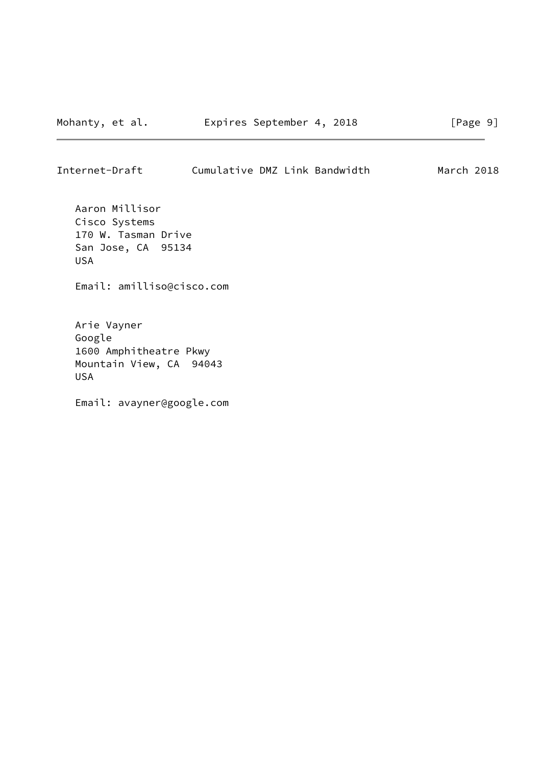Aaron Millisor
Cisco Systems
170 W. Tasman Drive
San Jose, CA  95134
USA

Email: amilliso@cisco.com

Arie Vayner
Google
1600 Amphitheatre Pkwy
Mountain View, CA  94043
USA

Email: avayner@google.com